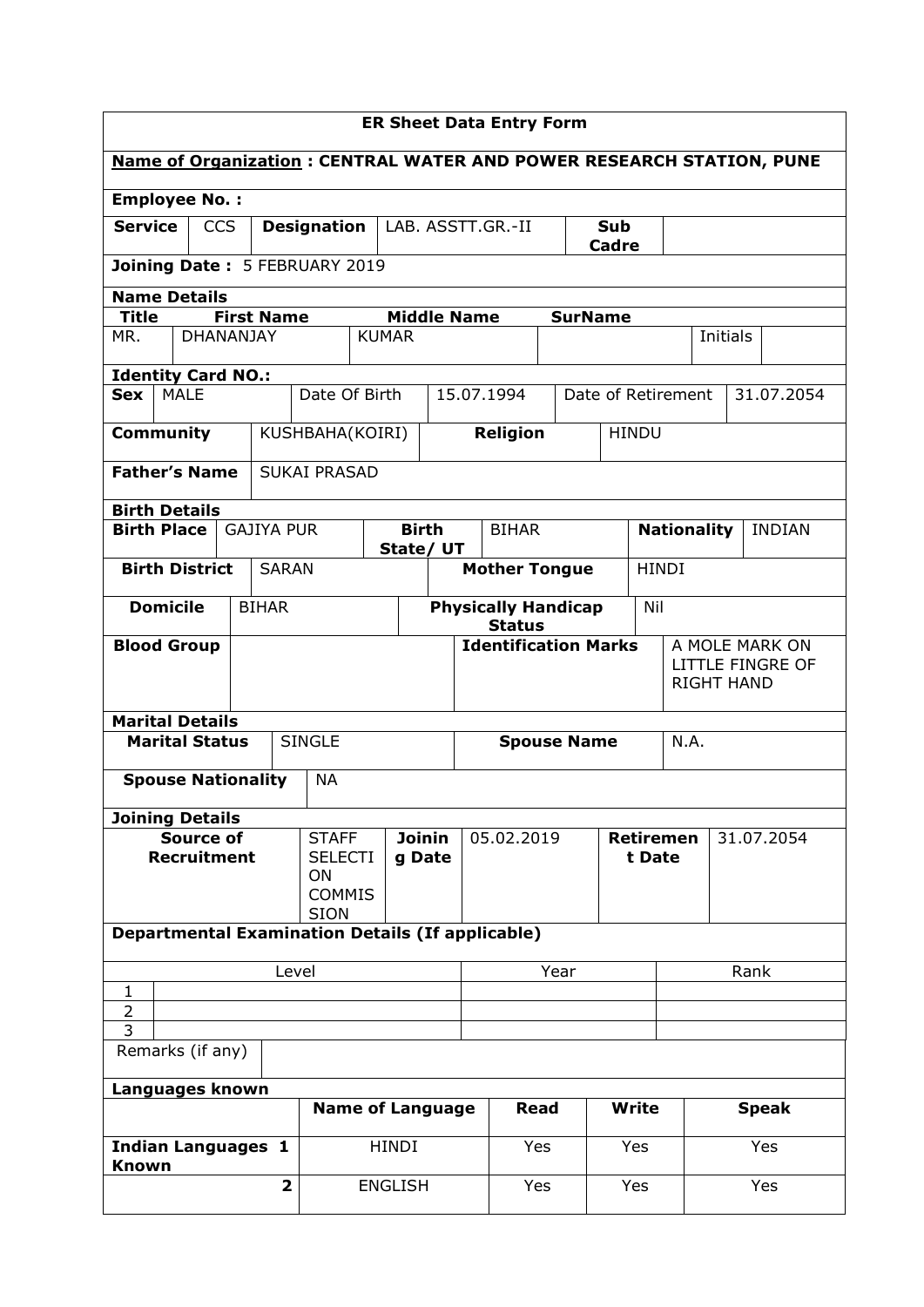## ER Sheet Data Entry Form

**Name of Organization : CENTRAL WATER AND POWER RESEARCH STATION, PUNE**

**Employee No. :**

| **Service** | CCS | **Designation** | LAB. ASSTT.GR.-II | **Sub Cadre** | |
|---|---|---|---|---|---|

**Joining Date :** 5 FEBRUARY 2019

**Name Details**

| **Title** | **First Name** | **Middle Name** | **SurName** | | |
|---|---|---|---|---|---|
| MR. | DHANANJAY | KUMAR | | Initials | |

**Identity Card NO.:**

| **Sex** | MALE | Date Of Birth | 15.07.1994 | Date of Retirement | 31.07.2054 |
|---|---|---|---|---|---|

| **Community** | KUSHBAHA(KOIRI) | **Religion** | HINDU |
|---|---|---|---|

| **Father's Name** | SUKAI PRASAD |
|---|---|

**Birth Details**

| **Birth Place** | GAJIYA PUR | **Birth State/ UT** | BIHAR | **Nationality** | INDIAN |
|---|---|---|---|---|---|

| **Birth District** | SARAN | **Mother Tongue** | HINDI |
|---|---|---|---|
| **Domicile** | BIHAR | **Physically Handicap Status** | Nil |
| **Blood Group** | | **Identification Marks** | A MOLE MARK ON LITTLE FINGRE OF RIGHT HAND |

**Marital Details**

| **Marital Status** | SINGLE | **Spouse Name** | N.A. |
|---|---|---|---|
| **Spouse Nationality** | NA | | |

**Joining Details**

| **Source of Recruitment** | STAFF SELECTION COMMISSION | **Joining Date** | 05.02.2019 | **Retirement Date** | 31.07.2054 |
|---|---|---|---|---|---|

**Departmental Examination Details (If applicable)**

| | Level | Year | Rank |
|---|---|---|---|
| 1 | | | |
| 2 | | | |
| 3 | | | |

| Remarks (if any) | |
|---|---|

**Languages known**

| | | **Name of Language** | **Read** | **Write** | **Speak** |
|---|---|---|---|---|---|
| **Indian Languages Known** | **1** | HINDI | Yes | Yes | Yes |
| | **2** | ENGLISH | Yes | Yes | Yes |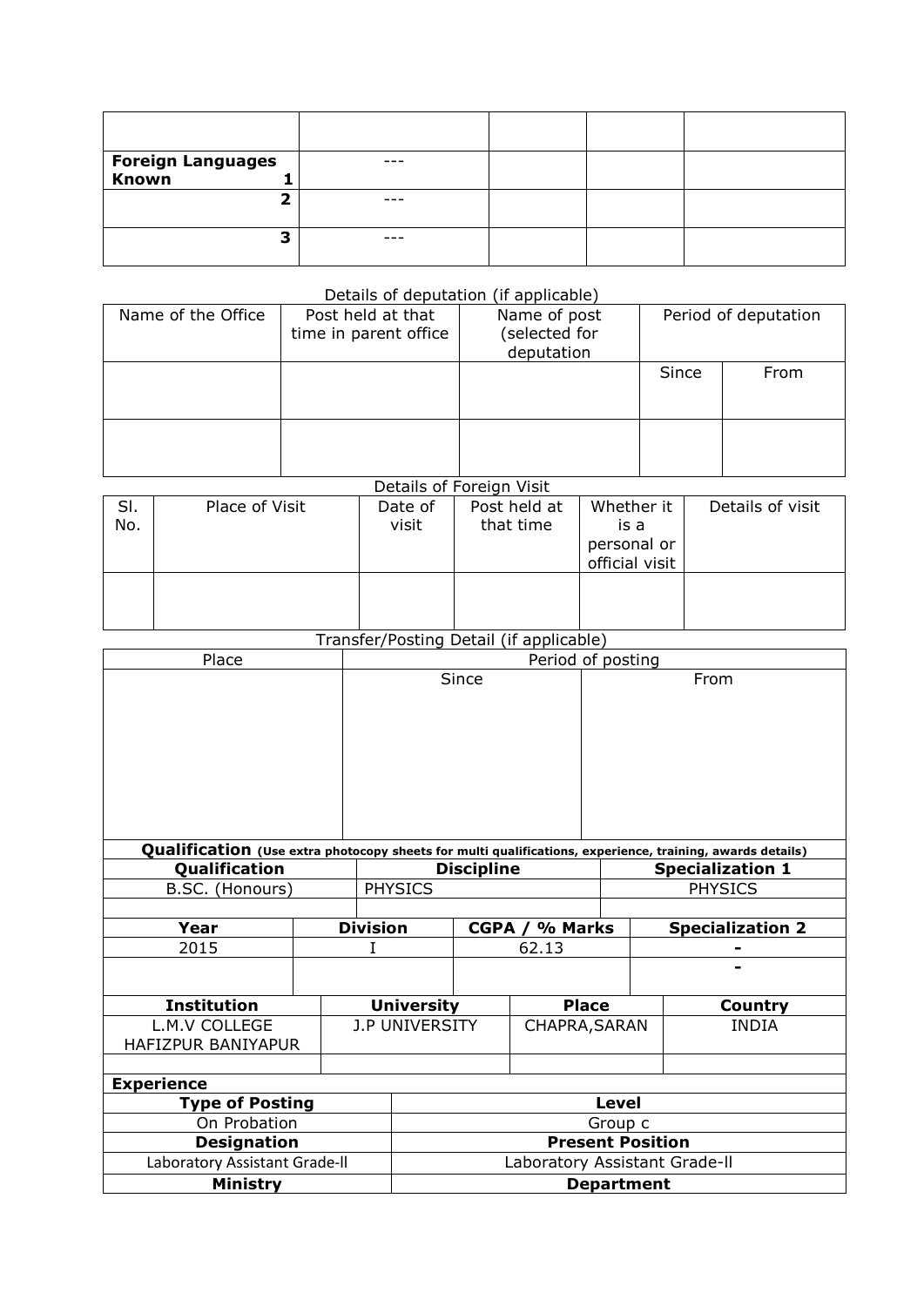| | | | | |
|---|---|---|---|---|
| | | | | |
| **Foreign Languages Known** **1** | --- | | | |
| **2** | --- | | | |
| **3** | --- | | | |

Details of deputation (if applicable)

| Name of the Office | Post held at that time in parent office | Name of post (selected for deputation | Period of deputation | |
|---|---|---|---|---|
| | | | Since | From |
| | | | | |

Details of Foreign Visit

| Sl. No. | Place of Visit | Date of visit | Post held at that time | Whether it is a personal or official visit | Details of visit |
|---|---|---|---|---|---|
| | | | | | |

Transfer/Posting Detail (if applicable)

| Place | Period of posting | |
|---|---|---|
| | Since | From |
| | | |

**Qualification** **(Use extra photocopy sheets for multi qualifications, experience, training, awards details)**

| Qualification | Discipline | Specialization 1 |
|---|---|---|
| B.SC. (Honours) | PHYSICS | PHYSICS |
| | | |

| Year | Division | CGPA / % Marks | Specialization 2 |
|---|---|---|---|
| 2015 | I | 62.13 | - |
| | | | - |

| Institution | University | Place | Country |
|---|---|---|---|
| L.M.V COLLEGE HAFIZPUR BANIYAPUR | J.P UNIVERSITY | CHAPRA,SARAN | INDIA |
| | | | |

**Experience**

| Type of Posting | Level |
|---|---|
| On Probation | Group c |
| **Designation** | **Present Position** |
| Laboratory Assistant Grade-ll | Laboratory Assistant Grade-ll |
| **Ministry** | **Department** |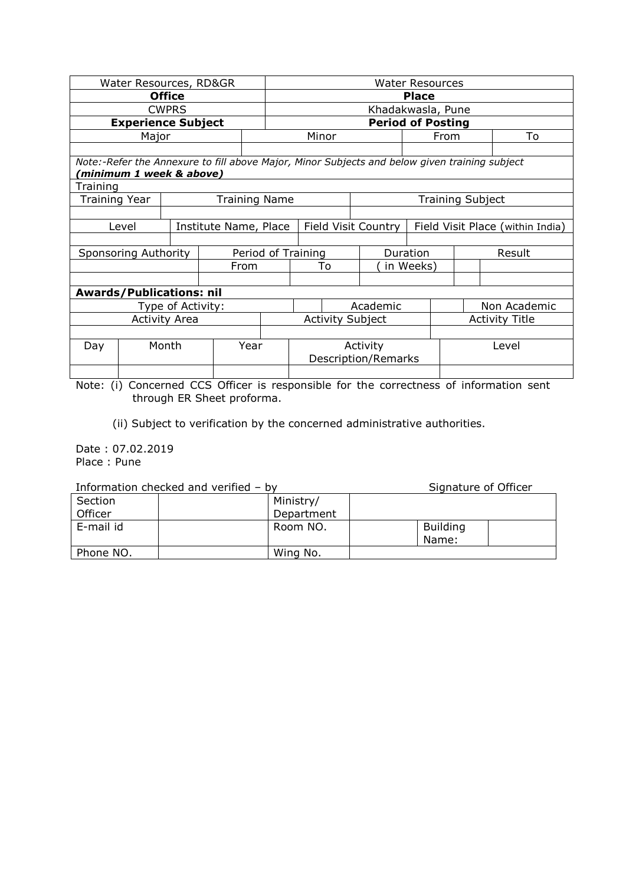| Water Resources, RD&GR | | | Water Resources | | |
|---|---|---|---|---|---|
| **Office** | | | **Place** | | |
| CWPRS | | | Khadakwasla, Pune | | |
| **Experience Subject** | | | **Period of Posting** | | |
| Major | | Minor | | From | To |
| | | | | | |

*Note:-Refer the Annexure to fill above Major, Minor Subjects and below given training subject* ***(minimum 1 week & above)***

Training

| Training Year | Training Name | Training Subject |
|---|---|---|
| | | |

| Level | Institute Name, Place | Field Visit Country | Field Visit Place (within India) |
|---|---|---|---|
| | | | |

| Sponsoring Authority | Period of Training | | Duration | | Result |
|---|---|---|---|---|---|
| | From | To | ( in Weeks) | | |
| | | | | | |

**Awards/Publications: nil**

| Type of Activity: | | Academic | | Non Academic |
|---|---|---|---|---|
| Activity Area | Activity Subject | | Activity Title | |
| | | | | |

| Day | Month | Year | Activity Description/Remarks | Level |
|---|---|---|---|---|
| | | | | |

Note: (i) Concerned CCS Officer is responsible for the correctness of information sent through ER Sheet proforma.

(ii) Subject to verification by the concerned administrative authorities.

Date : 07.02.2019
Place : Pune

Information checked and verified – by                                                  Signature of Officer

| | | | | | |
|---|---|---|---|---|---|
| Section Officer | | Ministry/ Department | | | |
| E-mail id | | Room NO. | | Building Name: | |
| Phone NO. | | Wing No. | | | |